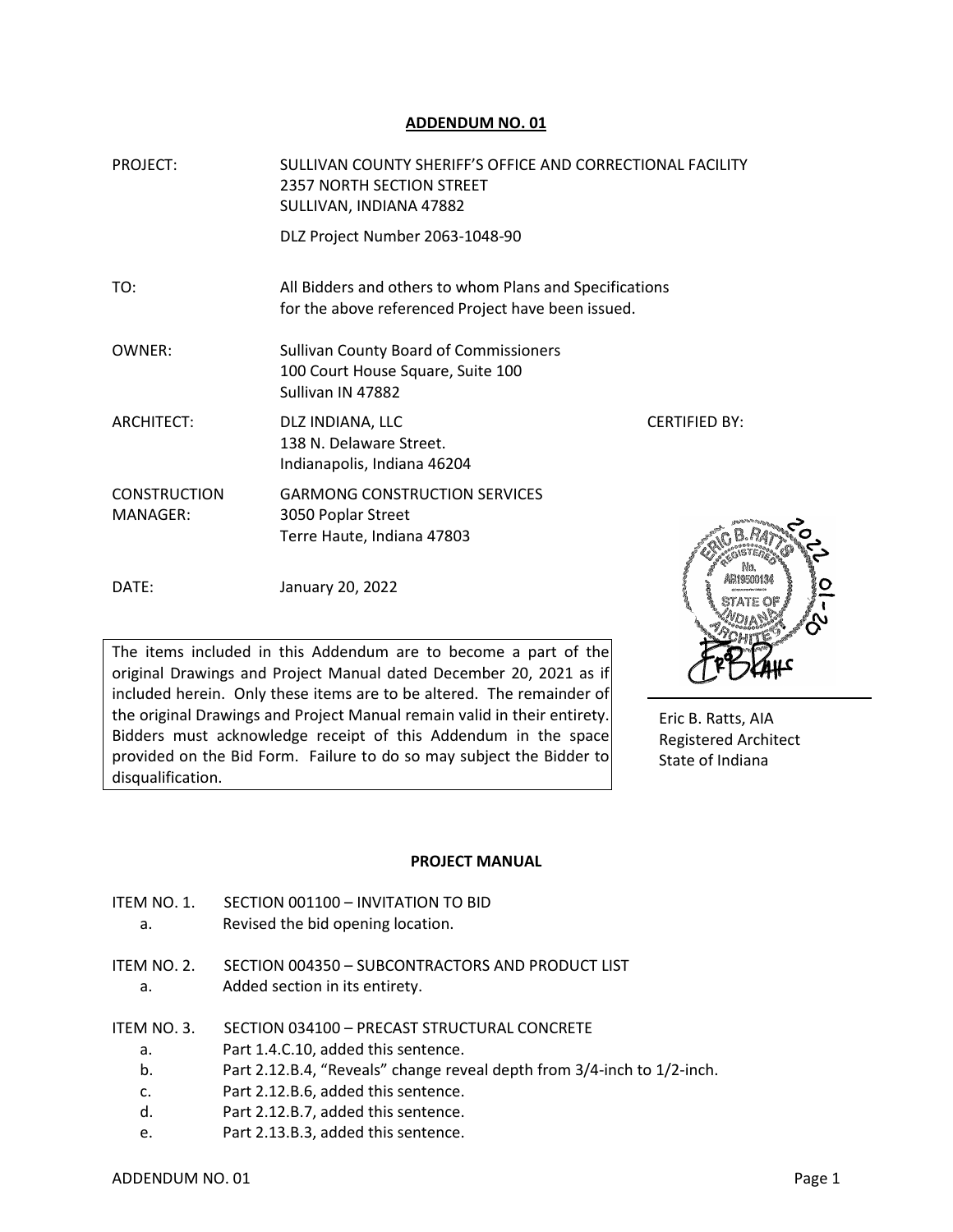# ADDENDUM NO. 01

| | |
|---|---|
| PROJECT: | SULLIVAN COUNTY SHERIFF'S OFFICE AND CORRECTIONAL FACILITY<br>2357 NORTH SECTION STREET<br>SULLIVAN, INDIANA 47882<br><br>DLZ Project Number 2063-1048-90 |
| TO: | All Bidders and others to whom Plans and Specifications for the above referenced Project have been issued. |
| OWNER: | Sullivan County Board of Commissioners<br>100 Court House Square, Suite 100<br>Sullivan IN 47882 |
| ARCHITECT: | DLZ INDIANA, LLC<br>138 N. Delaware Street.<br>Indianapolis, Indiana 46204 |
| CONSTRUCTION MANAGER: | GARMONG CONSTRUCTION SERVICES<br>3050 Poplar Street<br>Terre Haute, Indiana 47803 |
| DATE: | January 20, 2022 |

CERTIFIED BY:

ERIC B. RATTS REGISTERED No. AR19500134 STATE OF INDIANA ARCHITECT 2022-01-20

Eric B. Ratts, AIA
Registered Architect
State of Indiana

> The items included in this Addendum are to become a part of the original Drawings and Project Manual dated December 20, 2021 as if included herein. Only these items are to be altered. The remainder of the original Drawings and Project Manual remain valid in their entirety. Bidders must acknowledge receipt of this Addendum in the space provided on the Bid Form. Failure to do so may subject the Bidder to disqualification.

## PROJECT MANUAL

ITEM NO. 1. SECTION 001100 – INVITATION TO BID

- a. Revised the bid opening location.

ITEM NO. 2. SECTION 004350 – SUBCONTRACTORS AND PRODUCT LIST

- a. Added section in its entirety.

ITEM NO. 3. SECTION 034100 – PRECAST STRUCTURAL CONCRETE

- a. Part 1.4.C.10, added this sentence.
- b. Part 2.12.B.4, "Reveals" change reveal depth from 3/4-inch to 1/2-inch.
- c. Part 2.12.B.6, added this sentence.
- d. Part 2.12.B.7, added this sentence.
- e. Part 2.13.B.3, added this sentence.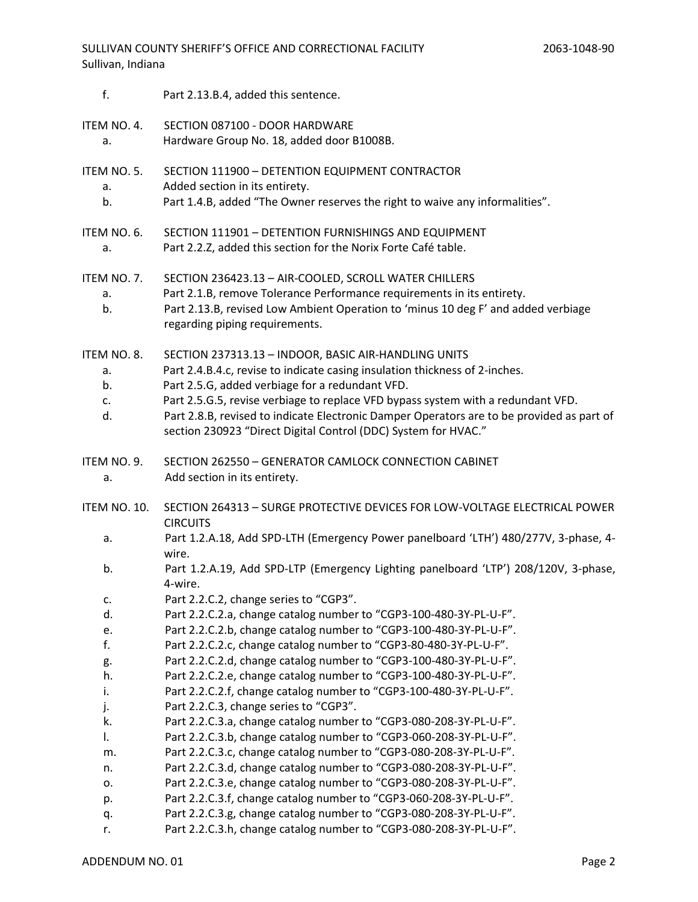f. Part 2.13.B.4, added this sentence.

ITEM NO. 4. SECTION 087100 - DOOR HARDWARE

a. Hardware Group No. 18, added door B1008B.

ITEM NO. 5. SECTION 111900 – DETENTION EQUIPMENT CONTRACTOR

a. Added section in its entirety.
b. Part 1.4.B, added "The Owner reserves the right to waive any informalities".

ITEM NO. 6. SECTION 111901 – DETENTION FURNISHINGS AND EQUIPMENT

a. Part 2.2.Z, added this section for the Norix Forte Café table.

ITEM NO. 7. SECTION 236423.13 – AIR-COOLED, SCROLL WATER CHILLERS

a. Part 2.1.B, remove Tolerance Performance requirements in its entirety.
b. Part 2.13.B, revised Low Ambient Operation to 'minus 10 deg F' and added verbiage regarding piping requirements.

ITEM NO. 8. SECTION 237313.13 – INDOOR, BASIC AIR-HANDLING UNITS

a. Part 2.4.B.4.c, revise to indicate casing insulation thickness of 2-inches.
b. Part 2.5.G, added verbiage for a redundant VFD.
c. Part 2.5.G.5, revise verbiage to replace VFD bypass system with a redundant VFD.
d. Part 2.8.B, revised to indicate Electronic Damper Operators are to be provided as part of section 230923 "Direct Digital Control (DDC) System for HVAC."

ITEM NO. 9. SECTION 262550 – GENERATOR CAMLOCK CONNECTION CABINET

a. Add section in its entirety.

ITEM NO. 10. SECTION 264313 – SURGE PROTECTIVE DEVICES FOR LOW-VOLTAGE ELECTRICAL POWER CIRCUITS

a. Part 1.2.A.18, Add SPD-LTH (Emergency Power panelboard 'LTH') 480/277V, 3-phase, 4-wire.
b. Part 1.2.A.19, Add SPD-LTP (Emergency Lighting panelboard 'LTP') 208/120V, 3-phase, 4-wire.
c. Part 2.2.C.2, change series to "CGP3".
d. Part 2.2.C.2.a, change catalog number to "CGP3-100-480-3Y-PL-U-F".
e. Part 2.2.C.2.b, change catalog number to "CGP3-100-480-3Y-PL-U-F".
f. Part 2.2.C.2.c, change catalog number to "CGP3-80-480-3Y-PL-U-F".
g. Part 2.2.C.2.d, change catalog number to "CGP3-100-480-3Y-PL-U-F".
h. Part 2.2.C.2.e, change catalog number to "CGP3-100-480-3Y-PL-U-F".
i. Part 2.2.C.2.f, change catalog number to "CGP3-100-480-3Y-PL-U-F".
j. Part 2.2.C.3, change series to "CGP3".
k. Part 2.2.C.3.a, change catalog number to "CGP3-080-208-3Y-PL-U-F".
l. Part 2.2.C.3.b, change catalog number to "CGP3-060-208-3Y-PL-U-F".
m. Part 2.2.C.3.c, change catalog number to "CGP3-080-208-3Y-PL-U-F".
n. Part 2.2.C.3.d, change catalog number to "CGP3-080-208-3Y-PL-U-F".
o. Part 2.2.C.3.e, change catalog number to "CGP3-080-208-3Y-PL-U-F".
p. Part 2.2.C.3.f, change catalog number to "CGP3-060-208-3Y-PL-U-F".
q. Part 2.2.C.3.g, change catalog number to "CGP3-080-208-3Y-PL-U-F".
r. Part 2.2.C.3.h, change catalog number to "CGP3-080-208-3Y-PL-U-F".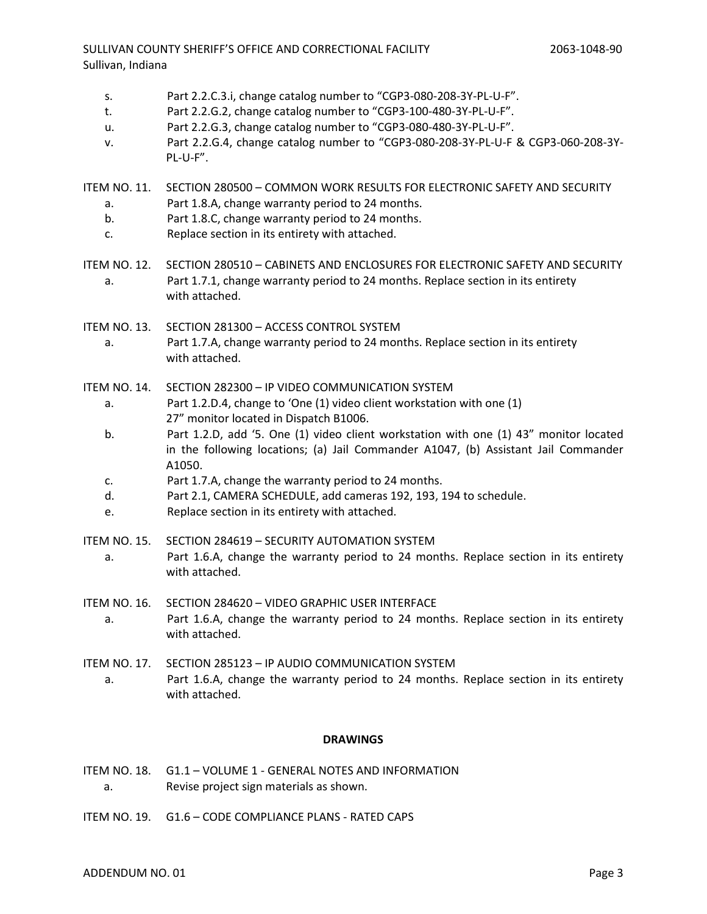s. Part 2.2.C.3.i, change catalog number to "CGP3-080-208-3Y-PL-U-F".

t. Part 2.2.G.2, change catalog number to "CGP3-100-480-3Y-PL-U-F".

u. Part 2.2.G.3, change catalog number to "CGP3-080-480-3Y-PL-U-F".

v. Part 2.2.G.4, change catalog number to "CGP3-080-208-3Y-PL-U-F & CGP3-060-208-3Y-PL-U-F".

ITEM NO. 11. SECTION 280500 – COMMON WORK RESULTS FOR ELECTRONIC SAFETY AND SECURITY

a. Part 1.8.A, change warranty period to 24 months.

b. Part 1.8.C, change warranty period to 24 months.

c. Replace section in its entirety with attached.

ITEM NO. 12. SECTION 280510 – CABINETS AND ENCLOSURES FOR ELECTRONIC SAFETY AND SECURITY

a. Part 1.7.1, change warranty period to 24 months. Replace section in its entirety with attached.

ITEM NO. 13. SECTION 281300 – ACCESS CONTROL SYSTEM

a. Part 1.7.A, change warranty period to 24 months. Replace section in its entirety with attached.

ITEM NO. 14. SECTION 282300 – IP VIDEO COMMUNICATION SYSTEM

a. Part 1.2.D.4, change to 'One (1) video client workstation with one (1) 27" monitor located in Dispatch B1006.

b. Part 1.2.D, add '5. One (1) video client workstation with one (1) 43" monitor located in the following locations; (a) Jail Commander A1047, (b) Assistant Jail Commander A1050.

c. Part 1.7.A, change the warranty period to 24 months.

d. Part 2.1, CAMERA SCHEDULE, add cameras 192, 193, 194 to schedule.

e. Replace section in its entirety with attached.

ITEM NO. 15. SECTION 284619 – SECURITY AUTOMATION SYSTEM

a. Part 1.6.A, change the warranty period to 24 months. Replace section in its entirety with attached.

ITEM NO. 16. SECTION 284620 – VIDEO GRAPHIC USER INTERFACE

a. Part 1.6.A, change the warranty period to 24 months. Replace section in its entirety with attached.

ITEM NO. 17. SECTION 285123 – IP AUDIO COMMUNICATION SYSTEM

a. Part 1.6.A, change the warranty period to 24 months. Replace section in its entirety with attached.

**DRAWINGS**

ITEM NO. 18. G1.1 – VOLUME 1 - GENERAL NOTES AND INFORMATION

a. Revise project sign materials as shown.

ITEM NO. 19. G1.6 – CODE COMPLIANCE PLANS - RATED CAPS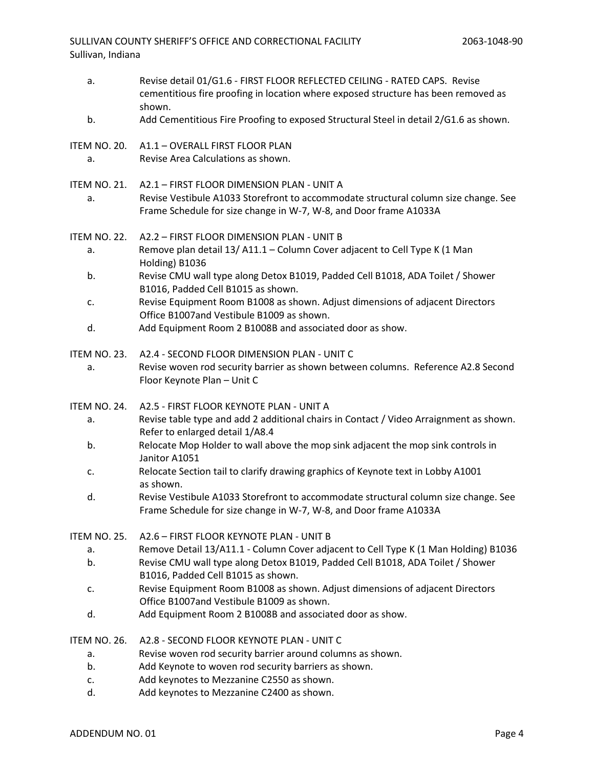a. Revise detail 01/G1.6 - FIRST FLOOR REFLECTED CEILING - RATED CAPS. Revise cementitious fire proofing in location where exposed structure has been removed as shown.

b. Add Cementitious Fire Proofing to exposed Structural Steel in detail 2/G1.6 as shown.

ITEM NO. 20. A1.1 – OVERALL FIRST FLOOR PLAN

a. Revise Area Calculations as shown.

ITEM NO. 21. A2.1 – FIRST FLOOR DIMENSION PLAN - UNIT A

a. Revise Vestibule A1033 Storefront to accommodate structural column size change. See Frame Schedule for size change in W-7, W-8, and Door frame A1033A

ITEM NO. 22. A2.2 – FIRST FLOOR DIMENSION PLAN - UNIT B

a. Remove plan detail 13/ A11.1 – Column Cover adjacent to Cell Type K (1 Man Holding) B1036

b. Revise CMU wall type along Detox B1019, Padded Cell B1018, ADA Toilet / Shower B1016, Padded Cell B1015 as shown.

c. Revise Equipment Room B1008 as shown. Adjust dimensions of adjacent Directors Office B1007and Vestibule B1009 as shown.

d. Add Equipment Room 2 B1008B and associated door as show.

ITEM NO. 23. A2.4 - SECOND FLOOR DIMENSION PLAN - UNIT C

a. Revise woven rod security barrier as shown between columns. Reference A2.8 Second Floor Keynote Plan – Unit C

ITEM NO. 24. A2.5 - FIRST FLOOR KEYNOTE PLAN - UNIT A

a. Revise table type and add 2 additional chairs in Contact / Video Arraignment as shown. Refer to enlarged detail 1/A8.4

b. Relocate Mop Holder to wall above the mop sink adjacent the mop sink controls in Janitor A1051

c. Relocate Section tail to clarify drawing graphics of Keynote text in Lobby A1001 as shown.

d. Revise Vestibule A1033 Storefront to accommodate structural column size change. See Frame Schedule for size change in W-7, W-8, and Door frame A1033A

ITEM NO. 25. A2.6 – FIRST FLOOR KEYNOTE PLAN - UNIT B

a. Remove Detail 13/A11.1 - Column Cover adjacent to Cell Type K (1 Man Holding) B1036

b. Revise CMU wall type along Detox B1019, Padded Cell B1018, ADA Toilet / Shower B1016, Padded Cell B1015 as shown.

c. Revise Equipment Room B1008 as shown. Adjust dimensions of adjacent Directors Office B1007and Vestibule B1009 as shown.

d. Add Equipment Room 2 B1008B and associated door as show.

ITEM NO. 26. A2.8 - SECOND FLOOR KEYNOTE PLAN - UNIT C

a. Revise woven rod security barrier around columns as shown.

b. Add Keynote to woven rod security barriers as shown.

c. Add keynotes to Mezzanine C2550 as shown.

d. Add keynotes to Mezzanine C2400 as shown.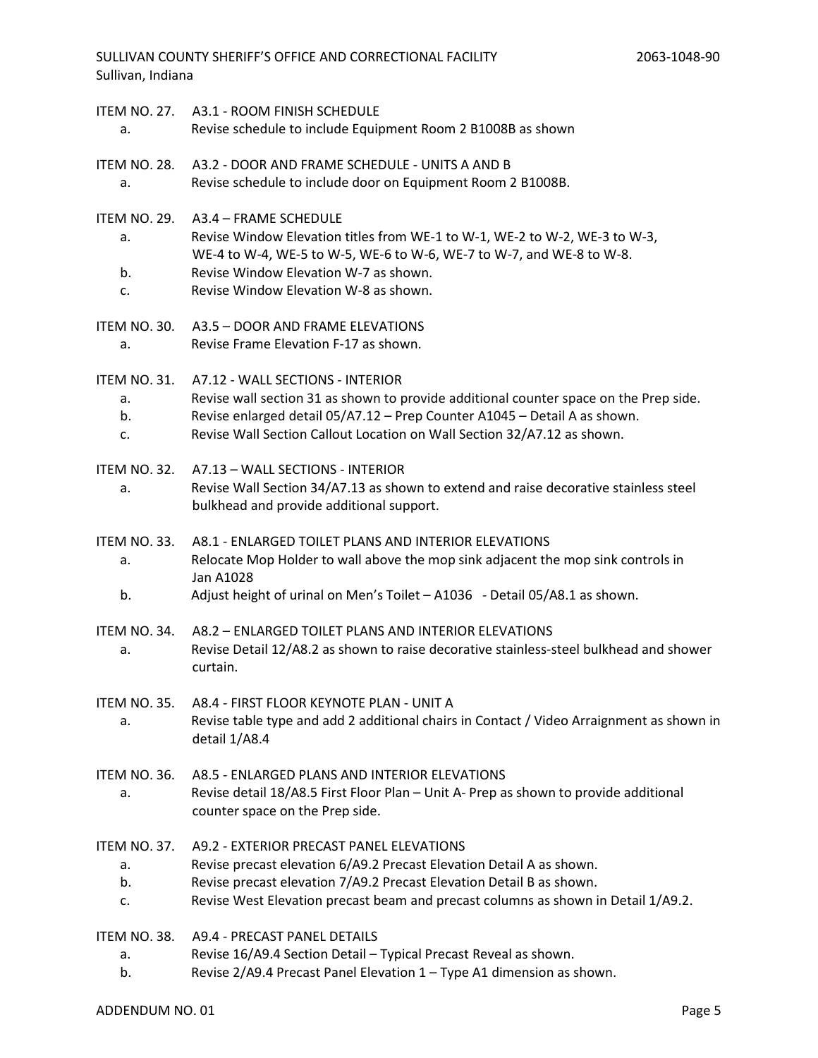ITEM NO. 27. A3.1 - ROOM FINISH SCHEDULE

a. Revise schedule to include Equipment Room 2 B1008B as shown

ITEM NO. 28. A3.2 - DOOR AND FRAME SCHEDULE - UNITS A AND B

a. Revise schedule to include door on Equipment Room 2 B1008B.

ITEM NO. 29. A3.4 – FRAME SCHEDULE

a. Revise Window Elevation titles from WE-1 to W-1, WE-2 to W-2, WE-3 to W-3, WE-4 to W-4, WE-5 to W-5, WE-6 to W-6, WE-7 to W-7, and WE-8 to W-8.

b. Revise Window Elevation W-7 as shown.

c. Revise Window Elevation W-8 as shown.

ITEM NO. 30. A3.5 – DOOR AND FRAME ELEVATIONS

a. Revise Frame Elevation F-17 as shown.

ITEM NO. 31. A7.12 - WALL SECTIONS - INTERIOR

a. Revise wall section 31 as shown to provide additional counter space on the Prep side.

b. Revise enlarged detail 05/A7.12 – Prep Counter A1045 – Detail A as shown.

c. Revise Wall Section Callout Location on Wall Section 32/A7.12 as shown.

ITEM NO. 32. A7.13 – WALL SECTIONS - INTERIOR

a. Revise Wall Section 34/A7.13 as shown to extend and raise decorative stainless steel bulkhead and provide additional support.

ITEM NO. 33. A8.1 - ENLARGED TOILET PLANS AND INTERIOR ELEVATIONS

a. Relocate Mop Holder to wall above the mop sink adjacent the mop sink controls in Jan A1028

b. Adjust height of urinal on Men's Toilet – A1036 - Detail 05/A8.1 as shown.

ITEM NO. 34. A8.2 – ENLARGED TOILET PLANS AND INTERIOR ELEVATIONS

a. Revise Detail 12/A8.2 as shown to raise decorative stainless-steel bulkhead and shower curtain.

ITEM NO. 35. A8.4 - FIRST FLOOR KEYNOTE PLAN - UNIT A

a. Revise table type and add 2 additional chairs in Contact / Video Arraignment as shown in detail 1/A8.4

ITEM NO. 36. A8.5 - ENLARGED PLANS AND INTERIOR ELEVATIONS

a. Revise detail 18/A8.5 First Floor Plan – Unit A- Prep as shown to provide additional counter space on the Prep side.

ITEM NO. 37. A9.2 - EXTERIOR PRECAST PANEL ELEVATIONS

a. Revise precast elevation 6/A9.2 Precast Elevation Detail A as shown.

b. Revise precast elevation 7/A9.2 Precast Elevation Detail B as shown.

c. Revise West Elevation precast beam and precast columns as shown in Detail 1/A9.2.

ITEM NO. 38. A9.4 - PRECAST PANEL DETAILS

a. Revise 16/A9.4 Section Detail – Typical Precast Reveal as shown.

b. Revise 2/A9.4 Precast Panel Elevation 1 – Type A1 dimension as shown.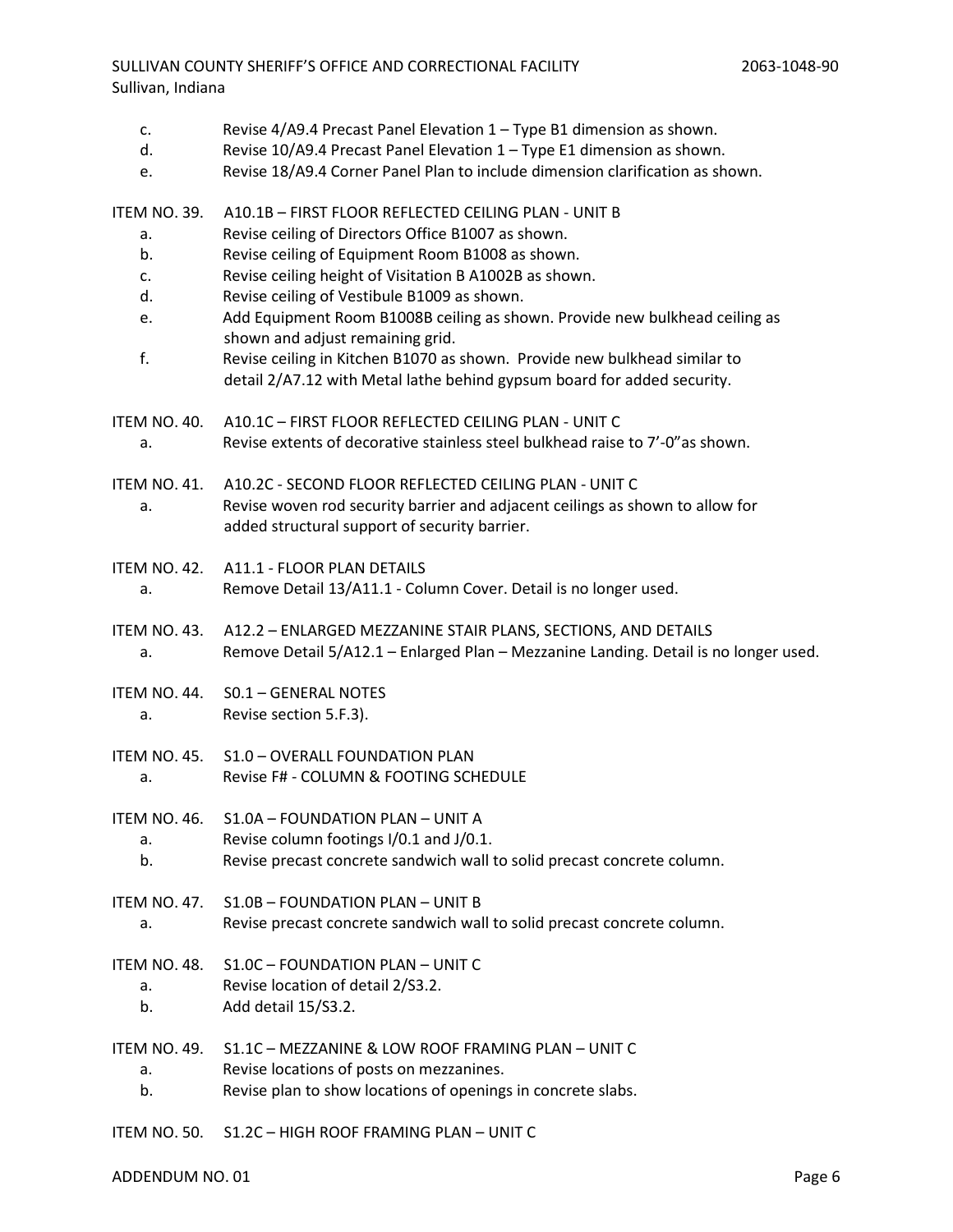c. Revise 4/A9.4 Precast Panel Elevation 1 – Type B1 dimension as shown.
d. Revise 10/A9.4 Precast Panel Elevation 1 – Type E1 dimension as shown.
e. Revise 18/A9.4 Corner Panel Plan to include dimension clarification as shown.

ITEM NO. 39. A10.1B – FIRST FLOOR REFLECTED CEILING PLAN - UNIT B

a. Revise ceiling of Directors Office B1007 as shown.
b. Revise ceiling of Equipment Room B1008 as shown.
c. Revise ceiling height of Visitation B A1002B as shown.
d. Revise ceiling of Vestibule B1009 as shown.
e. Add Equipment Room B1008B ceiling as shown. Provide new bulkhead ceiling as shown and adjust remaining grid.
f. Revise ceiling in Kitchen B1070 as shown. Provide new bulkhead similar to detail 2/A7.12 with Metal lathe behind gypsum board for added security.

ITEM NO. 40. A10.1C – FIRST FLOOR REFLECTED CEILING PLAN - UNIT C

a. Revise extents of decorative stainless steel bulkhead raise to 7'-0"as shown.

ITEM NO. 41. A10.2C - SECOND FLOOR REFLECTED CEILING PLAN - UNIT C

a. Revise woven rod security barrier and adjacent ceilings as shown to allow for added structural support of security barrier.

ITEM NO. 42. A11.1 - FLOOR PLAN DETAILS

a. Remove Detail 13/A11.1 - Column Cover. Detail is no longer used.

ITEM NO. 43. A12.2 – ENLARGED MEZZANINE STAIR PLANS, SECTIONS, AND DETAILS

a. Remove Detail 5/A12.1 – Enlarged Plan – Mezzanine Landing. Detail is no longer used.

ITEM NO. 44. S0.1 – GENERAL NOTES

a. Revise section 5.F.3).

ITEM NO. 45. S1.0 – OVERALL FOUNDATION PLAN

a. Revise F# - COLUMN & FOOTING SCHEDULE

ITEM NO. 46. S1.0A – FOUNDATION PLAN – UNIT A

a. Revise column footings I/0.1 and J/0.1.
b. Revise precast concrete sandwich wall to solid precast concrete column.

ITEM NO. 47. S1.0B – FOUNDATION PLAN – UNIT B

a. Revise precast concrete sandwich wall to solid precast concrete column.

ITEM NO. 48. S1.0C – FOUNDATION PLAN – UNIT C

a. Revise location of detail 2/S3.2.
b. Add detail 15/S3.2.

ITEM NO. 49. S1.1C – MEZZANINE & LOW ROOF FRAMING PLAN – UNIT C

a. Revise locations of posts on mezzanines.
b. Revise plan to show locations of openings in concrete slabs.

ITEM NO. 50. S1.2C – HIGH ROOF FRAMING PLAN – UNIT C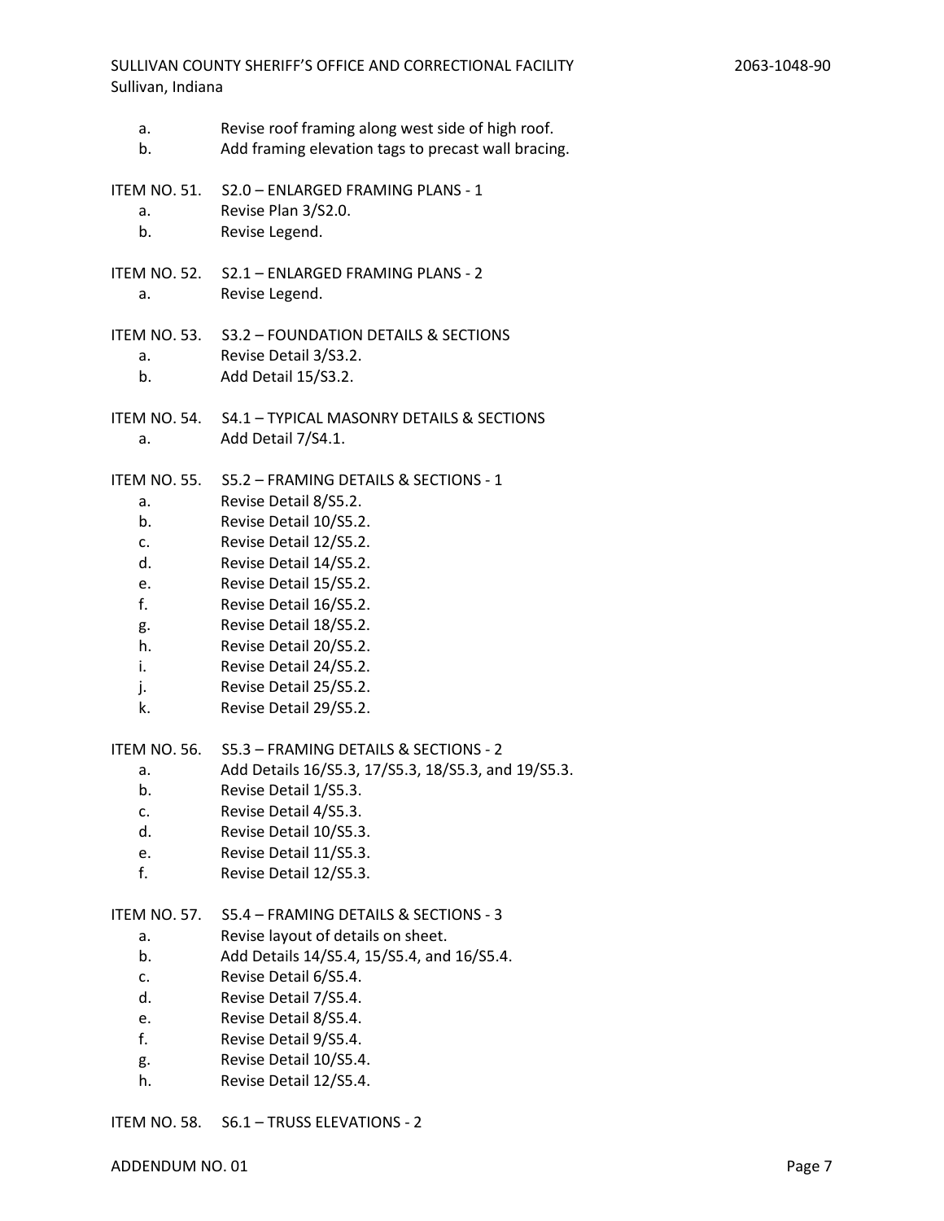a. Revise roof framing along west side of high roof.
b. Add framing elevation tags to precast wall bracing.

ITEM NO. 51. S2.0 – ENLARGED FRAMING PLANS - 1

a. Revise Plan 3/S2.0.
b. Revise Legend.

ITEM NO. 52. S2.1 – ENLARGED FRAMING PLANS - 2

a. Revise Legend.

ITEM NO. 53. S3.2 – FOUNDATION DETAILS & SECTIONS

a. Revise Detail 3/S3.2.
b. Add Detail 15/S3.2.

ITEM NO. 54. S4.1 – TYPICAL MASONRY DETAILS & SECTIONS

a. Add Detail 7/S4.1.

ITEM NO. 55. S5.2 – FRAMING DETAILS & SECTIONS - 1

a. Revise Detail 8/S5.2.
b. Revise Detail 10/S5.2.
c. Revise Detail 12/S5.2.
d. Revise Detail 14/S5.2.
e. Revise Detail 15/S5.2.
f. Revise Detail 16/S5.2.
g. Revise Detail 18/S5.2.
h. Revise Detail 20/S5.2.
i. Revise Detail 24/S5.2.
j. Revise Detail 25/S5.2.
k. Revise Detail 29/S5.2.

ITEM NO. 56. S5.3 – FRAMING DETAILS & SECTIONS - 2

a. Add Details 16/S5.3, 17/S5.3, 18/S5.3, and 19/S5.3.
b. Revise Detail 1/S5.3.
c. Revise Detail 4/S5.3.
d. Revise Detail 10/S5.3.
e. Revise Detail 11/S5.3.
f. Revise Detail 12/S5.3.

ITEM NO. 57. S5.4 – FRAMING DETAILS & SECTIONS - 3

a. Revise layout of details on sheet.
b. Add Details 14/S5.4, 15/S5.4, and 16/S5.4.
c. Revise Detail 6/S5.4.
d. Revise Detail 7/S5.4.
e. Revise Detail 8/S5.4.
f. Revise Detail 9/S5.4.
g. Revise Detail 10/S5.4.
h. Revise Detail 12/S5.4.

ITEM NO. 58. S6.1 – TRUSS ELEVATIONS - 2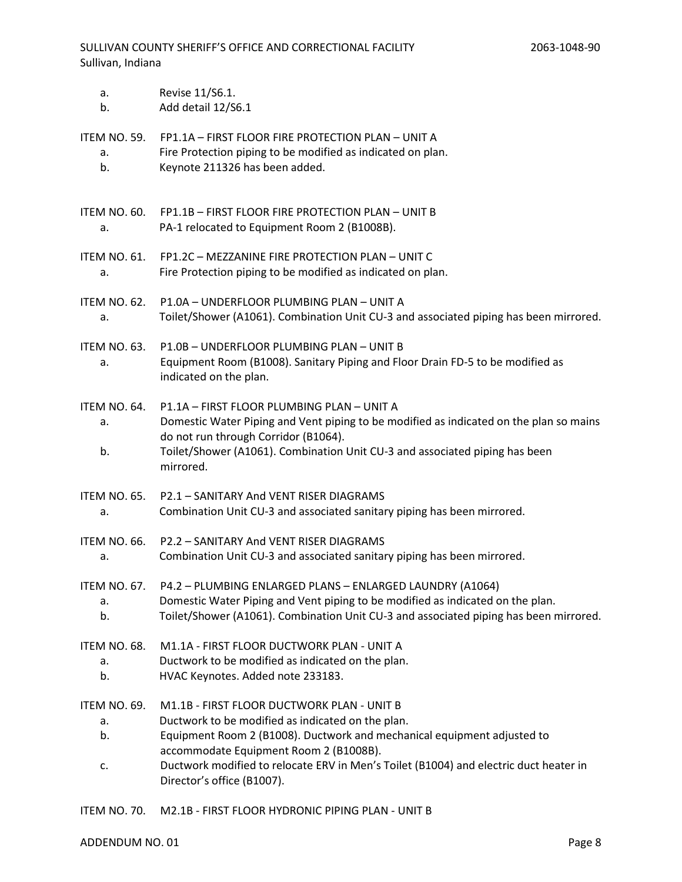a. Revise 11/S6.1.
b. Add detail 12/S6.1

ITEM NO. 59. FP1.1A – FIRST FLOOR FIRE PROTECTION PLAN – UNIT A

a. Fire Protection piping to be modified as indicated on plan.
b. Keynote 211326 has been added.

ITEM NO. 60. FP1.1B – FIRST FLOOR FIRE PROTECTION PLAN – UNIT B

a. PA-1 relocated to Equipment Room 2 (B1008B).

ITEM NO. 61. FP1.2C – MEZZANINE FIRE PROTECTION PLAN – UNIT C

a. Fire Protection piping to be modified as indicated on plan.

ITEM NO. 62. P1.0A – UNDERFLOOR PLUMBING PLAN – UNIT A

a. Toilet/Shower (A1061). Combination Unit CU-3 and associated piping has been mirrored.

ITEM NO. 63. P1.0B – UNDERFLOOR PLUMBING PLAN – UNIT B

a. Equipment Room (B1008). Sanitary Piping and Floor Drain FD-5 to be modified as indicated on the plan.

ITEM NO. 64. P1.1A – FIRST FLOOR PLUMBING PLAN – UNIT A

a. Domestic Water Piping and Vent piping to be modified as indicated on the plan so mains do not run through Corridor (B1064).
b. Toilet/Shower (A1061). Combination Unit CU-3 and associated piping has been mirrored.

ITEM NO. 65. P2.1 – SANITARY And VENT RISER DIAGRAMS

a. Combination Unit CU-3 and associated sanitary piping has been mirrored.

ITEM NO. 66. P2.2 – SANITARY And VENT RISER DIAGRAMS

a. Combination Unit CU-3 and associated sanitary piping has been mirrored.

ITEM NO. 67. P4.2 – PLUMBING ENLARGED PLANS – ENLARGED LAUNDRY (A1064)

a. Domestic Water Piping and Vent piping to be modified as indicated on the plan.
b. Toilet/Shower (A1061). Combination Unit CU-3 and associated piping has been mirrored.

ITEM NO. 68. M1.1A - FIRST FLOOR DUCTWORK PLAN - UNIT A

a. Ductwork to be modified as indicated on the plan.
b. HVAC Keynotes. Added note 233183.

ITEM NO. 69. M1.1B - FIRST FLOOR DUCTWORK PLAN - UNIT B

a. Ductwork to be modified as indicated on the plan.
b. Equipment Room 2 (B1008). Ductwork and mechanical equipment adjusted to accommodate Equipment Room 2 (B1008B).
c. Ductwork modified to relocate ERV in Men's Toilet (B1004) and electric duct heater in Director's office (B1007).

ITEM NO. 70. M2.1B - FIRST FLOOR HYDRONIC PIPING PLAN - UNIT B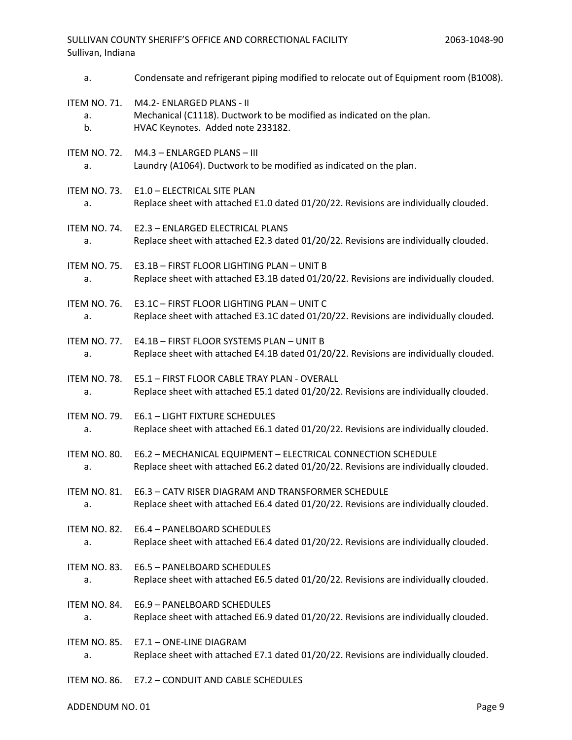a. Condensate and refrigerant piping modified to relocate out of Equipment room (B1008).

ITEM NO. 71. M4.2- ENLARGED PLANS - II

a. Mechanical (C1118). Ductwork to be modified as indicated on the plan.
b. HVAC Keynotes. Added note 233182.

ITEM NO. 72. M4.3 – ENLARGED PLANS – III

a. Laundry (A1064). Ductwork to be modified as indicated on the plan.

ITEM NO. 73. E1.0 – ELECTRICAL SITE PLAN

a. Replace sheet with attached E1.0 dated 01/20/22. Revisions are individually clouded.

ITEM NO. 74. E2.3 – ENLARGED ELECTRICAL PLANS

a. Replace sheet with attached E2.3 dated 01/20/22. Revisions are individually clouded.

ITEM NO. 75. E3.1B – FIRST FLOOR LIGHTING PLAN – UNIT B

a. Replace sheet with attached E3.1B dated 01/20/22. Revisions are individually clouded.

ITEM NO. 76. E3.1C – FIRST FLOOR LIGHTING PLAN – UNIT C

a. Replace sheet with attached E3.1C dated 01/20/22. Revisions are individually clouded.

ITEM NO. 77. E4.1B – FIRST FLOOR SYSTEMS PLAN – UNIT B

a. Replace sheet with attached E4.1B dated 01/20/22. Revisions are individually clouded.

ITEM NO. 78. E5.1 – FIRST FLOOR CABLE TRAY PLAN - OVERALL

a. Replace sheet with attached E5.1 dated 01/20/22. Revisions are individually clouded.

ITEM NO. 79. E6.1 – LIGHT FIXTURE SCHEDULES

a. Replace sheet with attached E6.1 dated 01/20/22. Revisions are individually clouded.

ITEM NO. 80. E6.2 – MECHANICAL EQUIPMENT – ELECTRICAL CONNECTION SCHEDULE

a. Replace sheet with attached E6.2 dated 01/20/22. Revisions are individually clouded.

ITEM NO. 81. E6.3 – CATV RISER DIAGRAM AND TRANSFORMER SCHEDULE

a. Replace sheet with attached E6.4 dated 01/20/22. Revisions are individually clouded.

ITEM NO. 82. E6.4 – PANELBOARD SCHEDULES

a. Replace sheet with attached E6.4 dated 01/20/22. Revisions are individually clouded.

ITEM NO. 83. E6.5 – PANELBOARD SCHEDULES

a. Replace sheet with attached E6.5 dated 01/20/22. Revisions are individually clouded.

ITEM NO. 84. E6.9 – PANELBOARD SCHEDULES

a. Replace sheet with attached E6.9 dated 01/20/22. Revisions are individually clouded.

ITEM NO. 85. E7.1 – ONE-LINE DIAGRAM

a. Replace sheet with attached E7.1 dated 01/20/22. Revisions are individually clouded.

ITEM NO. 86. E7.2 – CONDUIT AND CABLE SCHEDULES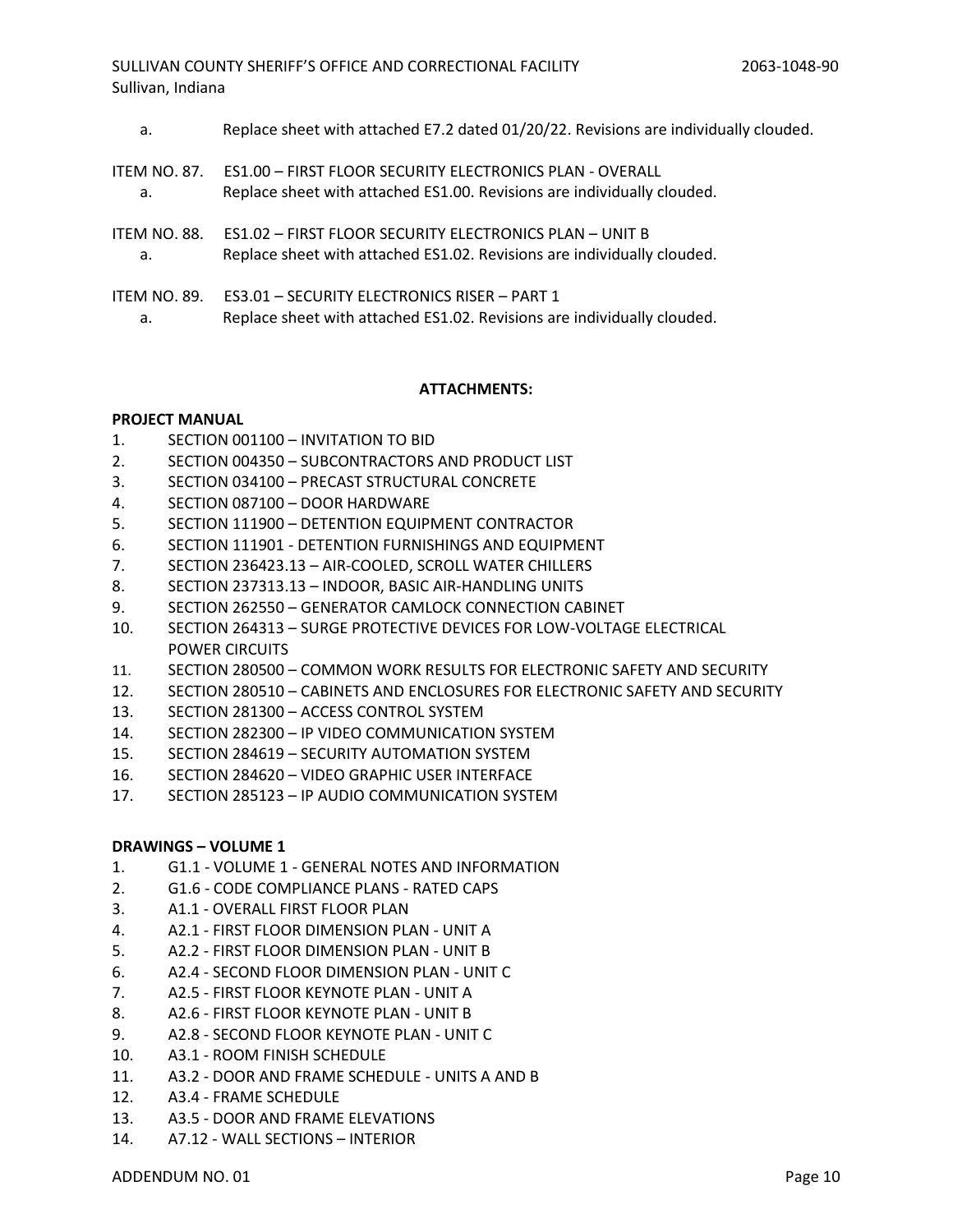a. Replace sheet with attached E7.2 dated 01/20/22. Revisions are individually clouded.

ITEM NO. 87. ES1.00 – FIRST FLOOR SECURITY ELECTRONICS PLAN - OVERALL

a. Replace sheet with attached ES1.00. Revisions are individually clouded.

ITEM NO. 88. ES1.02 – FIRST FLOOR SECURITY ELECTRONICS PLAN – UNIT B

a. Replace sheet with attached ES1.02. Revisions are individually clouded.

ITEM NO. 89. ES3.01 – SECURITY ELECTRONICS RISER – PART 1

a. Replace sheet with attached ES1.02. Revisions are individually clouded.

**ATTACHMENTS:**

**PROJECT MANUAL**

1. SECTION 001100 – INVITATION TO BID
2. SECTION 004350 – SUBCONTRACTORS AND PRODUCT LIST
3. SECTION 034100 – PRECAST STRUCTURAL CONCRETE
4. SECTION 087100 – DOOR HARDWARE
5. SECTION 111900 – DETENTION EQUIPMENT CONTRACTOR
6. SECTION 111901 - DETENTION FURNISHINGS AND EQUIPMENT
7. SECTION 236423.13 – AIR-COOLED, SCROLL WATER CHILLERS
8. SECTION 237313.13 – INDOOR, BASIC AIR-HANDLING UNITS
9. SECTION 262550 – GENERATOR CAMLOCK CONNECTION CABINET
10. SECTION 264313 – SURGE PROTECTIVE DEVICES FOR LOW-VOLTAGE ELECTRICAL POWER CIRCUITS
11. SECTION 280500 – COMMON WORK RESULTS FOR ELECTRONIC SAFETY AND SECURITY
12. SECTION 280510 – CABINETS AND ENCLOSURES FOR ELECTRONIC SAFETY AND SECURITY
13. SECTION 281300 – ACCESS CONTROL SYSTEM
14. SECTION 282300 – IP VIDEO COMMUNICATION SYSTEM
15. SECTION 284619 – SECURITY AUTOMATION SYSTEM
16. SECTION 284620 – VIDEO GRAPHIC USER INTERFACE
17. SECTION 285123 – IP AUDIO COMMUNICATION SYSTEM

**DRAWINGS – VOLUME 1**

1. G1.1 - VOLUME 1 - GENERAL NOTES AND INFORMATION
2. G1.6 - CODE COMPLIANCE PLANS - RATED CAPS
3. A1.1 - OVERALL FIRST FLOOR PLAN
4. A2.1 - FIRST FLOOR DIMENSION PLAN - UNIT A
5. A2.2 - FIRST FLOOR DIMENSION PLAN - UNIT B
6. A2.4 - SECOND FLOOR DIMENSION PLAN - UNIT C
7. A2.5 - FIRST FLOOR KEYNOTE PLAN - UNIT A
8. A2.6 - FIRST FLOOR KEYNOTE PLAN - UNIT B
9. A2.8 - SECOND FLOOR KEYNOTE PLAN - UNIT C
10. A3.1 - ROOM FINISH SCHEDULE
11. A3.2 - DOOR AND FRAME SCHEDULE - UNITS A AND B
12. A3.4 - FRAME SCHEDULE
13. A3.5 - DOOR AND FRAME ELEVATIONS
14. A7.12 - WALL SECTIONS – INTERIOR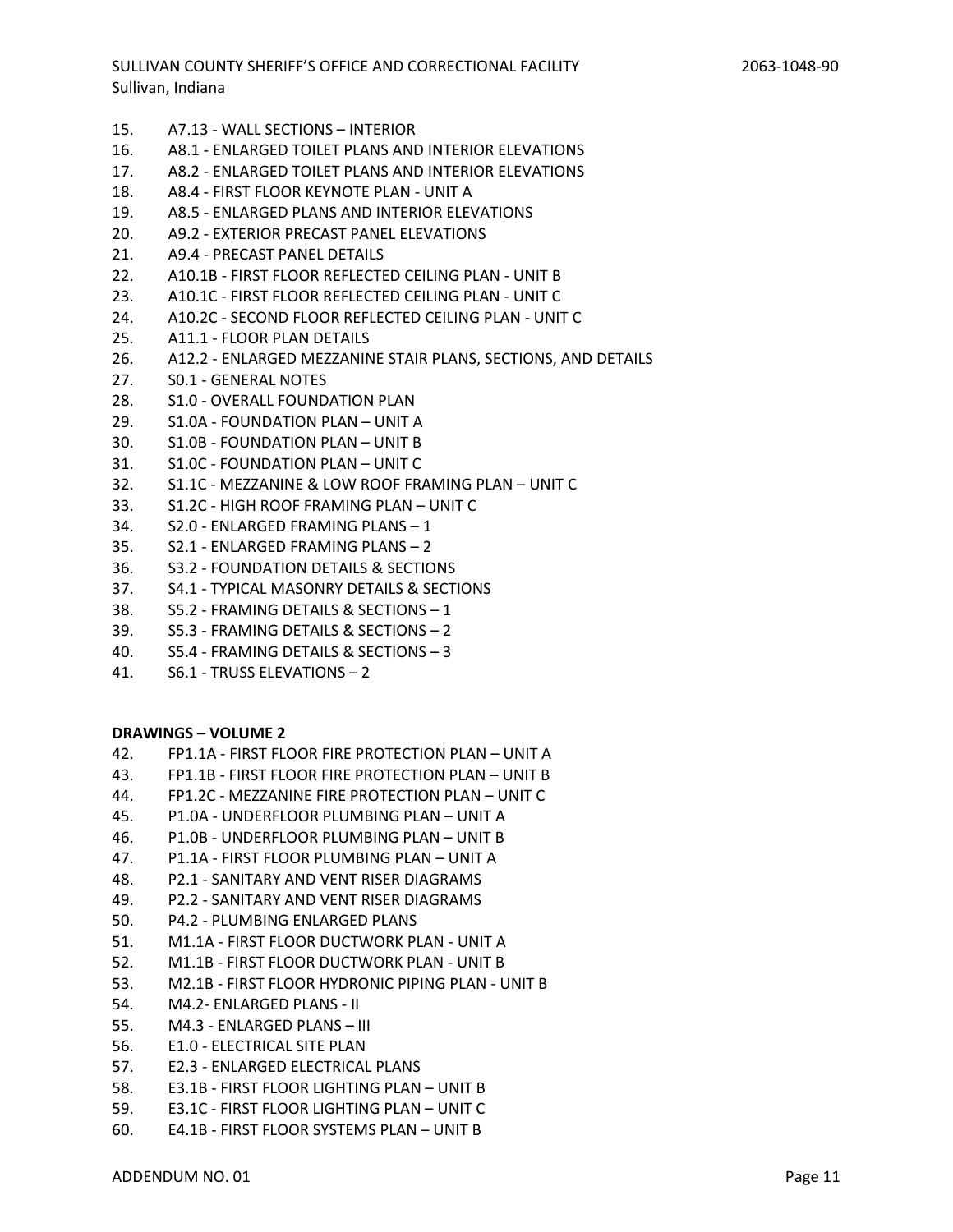15. A7.13 - WALL SECTIONS – INTERIOR
16. A8.1 - ENLARGED TOILET PLANS AND INTERIOR ELEVATIONS
17. A8.2 - ENLARGED TOILET PLANS AND INTERIOR ELEVATIONS
18. A8.4 - FIRST FLOOR KEYNOTE PLAN - UNIT A
19. A8.5 - ENLARGED PLANS AND INTERIOR ELEVATIONS
20. A9.2 - EXTERIOR PRECAST PANEL ELEVATIONS
21. A9.4 - PRECAST PANEL DETAILS
22. A10.1B - FIRST FLOOR REFLECTED CEILING PLAN - UNIT B
23. A10.1C - FIRST FLOOR REFLECTED CEILING PLAN - UNIT C
24. A10.2C - SECOND FLOOR REFLECTED CEILING PLAN - UNIT C
25. A11.1 - FLOOR PLAN DETAILS
26. A12.2 - ENLARGED MEZZANINE STAIR PLANS, SECTIONS, AND DETAILS
27. S0.1 - GENERAL NOTES
28. S1.0 - OVERALL FOUNDATION PLAN
29. S1.0A - FOUNDATION PLAN – UNIT A
30. S1.0B - FOUNDATION PLAN – UNIT B
31. S1.0C - FOUNDATION PLAN – UNIT C
32. S1.1C - MEZZANINE & LOW ROOF FRAMING PLAN – UNIT C
33. S1.2C - HIGH ROOF FRAMING PLAN – UNIT C
34. S2.0 - ENLARGED FRAMING PLANS – 1
35. S2.1 - ENLARGED FRAMING PLANS – 2
36. S3.2 - FOUNDATION DETAILS & SECTIONS
37. S4.1 - TYPICAL MASONRY DETAILS & SECTIONS
38. S5.2 - FRAMING DETAILS & SECTIONS – 1
39. S5.3 - FRAMING DETAILS & SECTIONS – 2
40. S5.4 - FRAMING DETAILS & SECTIONS – 3
41. S6.1 - TRUSS ELEVATIONS – 2

**DRAWINGS – VOLUME 2**

42. FP1.1A - FIRST FLOOR FIRE PROTECTION PLAN – UNIT A
43. FP1.1B - FIRST FLOOR FIRE PROTECTION PLAN – UNIT B
44. FP1.2C - MEZZANINE FIRE PROTECTION PLAN – UNIT C
45. P1.0A - UNDERFLOOR PLUMBING PLAN – UNIT A
46. P1.0B - UNDERFLOOR PLUMBING PLAN – UNIT B
47. P1.1A - FIRST FLOOR PLUMBING PLAN – UNIT A
48. P2.1 - SANITARY AND VENT RISER DIAGRAMS
49. P2.2 - SANITARY AND VENT RISER DIAGRAMS
50. P4.2 - PLUMBING ENLARGED PLANS
51. M1.1A - FIRST FLOOR DUCTWORK PLAN - UNIT A
52. M1.1B - FIRST FLOOR DUCTWORK PLAN - UNIT B
53. M2.1B - FIRST FLOOR HYDRONIC PIPING PLAN - UNIT B
54. M4.2- ENLARGED PLANS - II
55. M4.3 - ENLARGED PLANS – III
56. E1.0 - ELECTRICAL SITE PLAN
57. E2.3 - ENLARGED ELECTRICAL PLANS
58. E3.1B - FIRST FLOOR LIGHTING PLAN – UNIT B
59. E3.1C - FIRST FLOOR LIGHTING PLAN – UNIT C
60. E4.1B - FIRST FLOOR SYSTEMS PLAN – UNIT B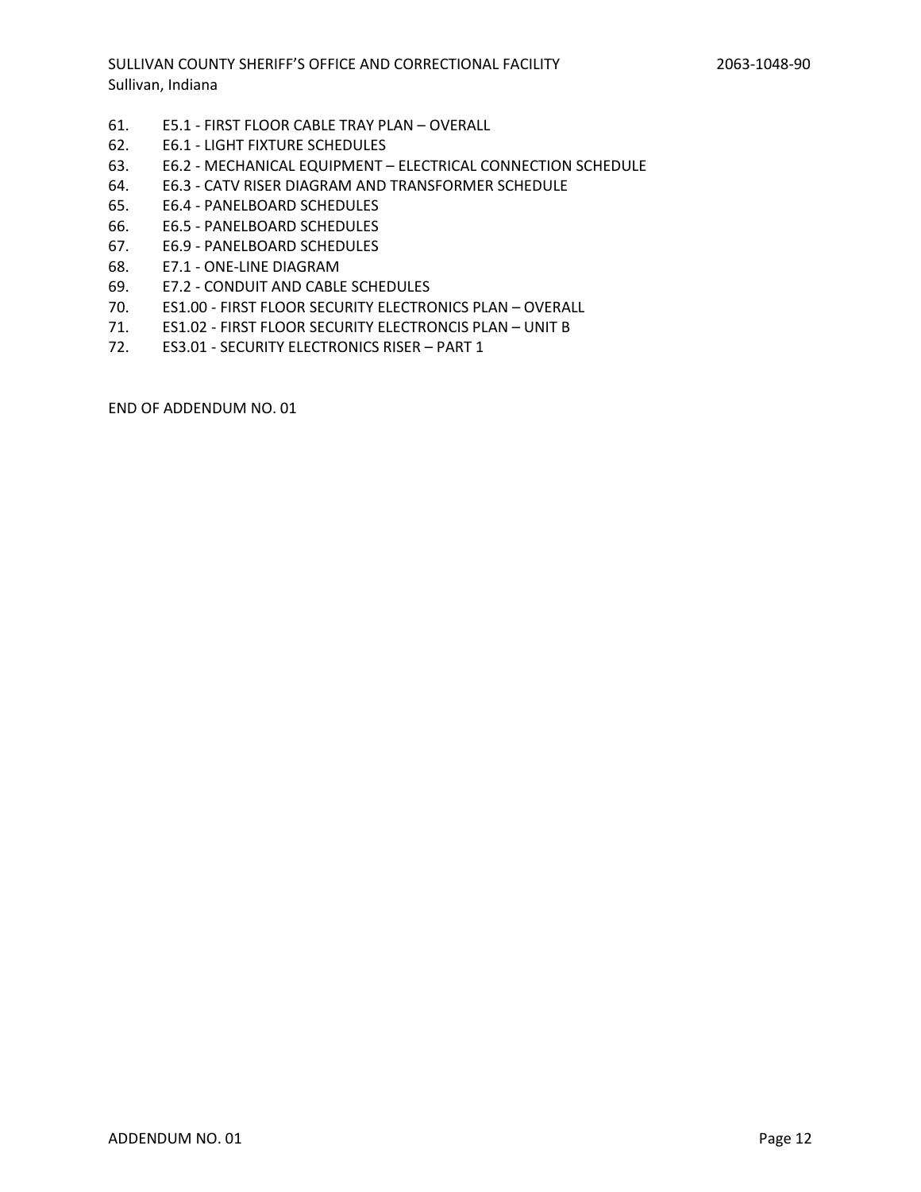61. E5.1 - FIRST FLOOR CABLE TRAY PLAN – OVERALL
62. E6.1 - LIGHT FIXTURE SCHEDULES
63. E6.2 - MECHANICAL EQUIPMENT – ELECTRICAL CONNECTION SCHEDULE
64. E6.3 - CATV RISER DIAGRAM AND TRANSFORMER SCHEDULE
65. E6.4 - PANELBOARD SCHEDULES
66. E6.5 - PANELBOARD SCHEDULES
67. E6.9 - PANELBOARD SCHEDULES
68. E7.1 - ONE-LINE DIAGRAM
69. E7.2 - CONDUIT AND CABLE SCHEDULES
70. ES1.00 - FIRST FLOOR SECURITY ELECTRONICS PLAN – OVERALL
71. ES1.02 - FIRST FLOOR SECURITY ELECTRONCIS PLAN – UNIT B
72. ES3.01 - SECURITY ELECTRONICS RISER – PART 1

END OF ADDENDUM NO. 01